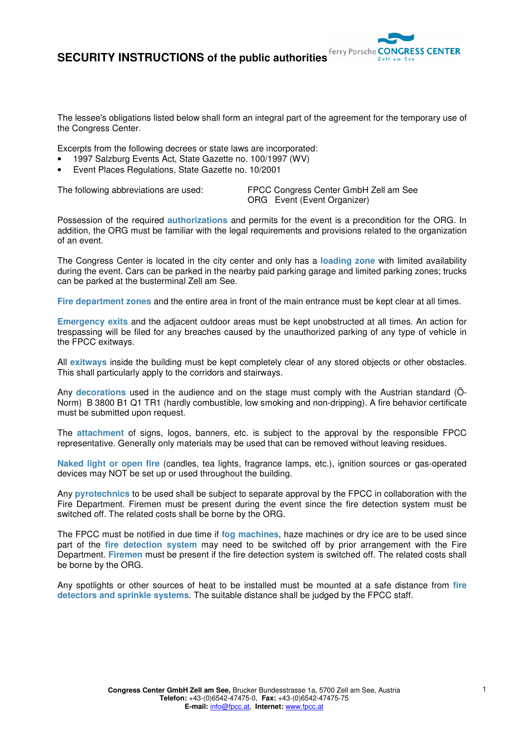# SECURITY INSTRUCTIONS of the public authorities

The lessee's obligations listed below shall form an integral part of the agreement for the temporary use of the Congress Center.

Excerpts from the following decrees or state laws are incorporated:

- 1997 Salzburg Events Act, State Gazette no. 100/1997 (WV)
- Event Places Regulations, State Gazette no. 10/2001

The following abbreviations are used:

FPCC Congress Center GmbH Zell am See
ORG Event (Event Organizer)

Possession of the required **authorizations** and permits for the event is a precondition for the ORG. In addition, the ORG must be familiar with the legal requirements and provisions related to the organization of an event.

The Congress Center is located in the city center and only has a **loading zone** with limited availability during the event. Cars can be parked in the nearby paid parking garage and limited parking zones; trucks can be parked at the busterminal Zell am See.

**Fire department zones** and the entire area in front of the main entrance must be kept clear at all times.

**Emergency exits** and the adjacent outdoor areas must be kept unobstructed at all times. An action for trespassing will be filed for any breaches caused by the unauthorized parking of any type of vehicle in the FPCC exitways.

All **exitways** inside the building must be kept completely clear of any stored objects or other obstacles. This shall particularly apply to the corridors and stairways.

Any **decorations** used in the audience and on the stage must comply with the Austrian standard (Ö-Norm) B 3800 B1 Q1 TR1 (hardly combustible, low smoking and non-dripping). A fire behavior certificate must be submitted upon request.

The **attachment** of signs, logos, banners, etc. is subject to the approval by the responsible FPCC representative. Generally only materials may be used that can be removed without leaving residues.

**Naked light or open fire** (candles, tea lights, fragrance lamps, etc.), ignition sources or gas-operated devices may NOT be set up or used throughout the building.

Any **pyrotechnics** to be used shall be subject to separate approval by the FPCC in collaboration with the Fire Department. Firemen must be present during the event since the fire detection system must be switched off. The related costs shall be borne by the ORG.

The FPCC must be notified in due time if **fog machines**, haze machines or dry ice are to be used since part of the **fire detection system** may need to be switched off by prior arrangement with the Fire Department. **Firemen** must be present if the fire detection system is switched off. The related costs shall be borne by the ORG.

Any spotlights or other sources of heat to be installed must be mounted at a safe distance from **fire detectors and sprinkle systems**. The suitable distance shall be judged by the FPCC staff.

**Congress Center GmbH Zell am See,** Brucker Bundesstrasse 1a, 5700 Zell am See, Austria
**Telefon:** +43-(0)6542-47475-0, **Fax:** +43-(0)6542-47475-75
**E-mail:** info@fpcc.at, **Internet:** www.fpcc.at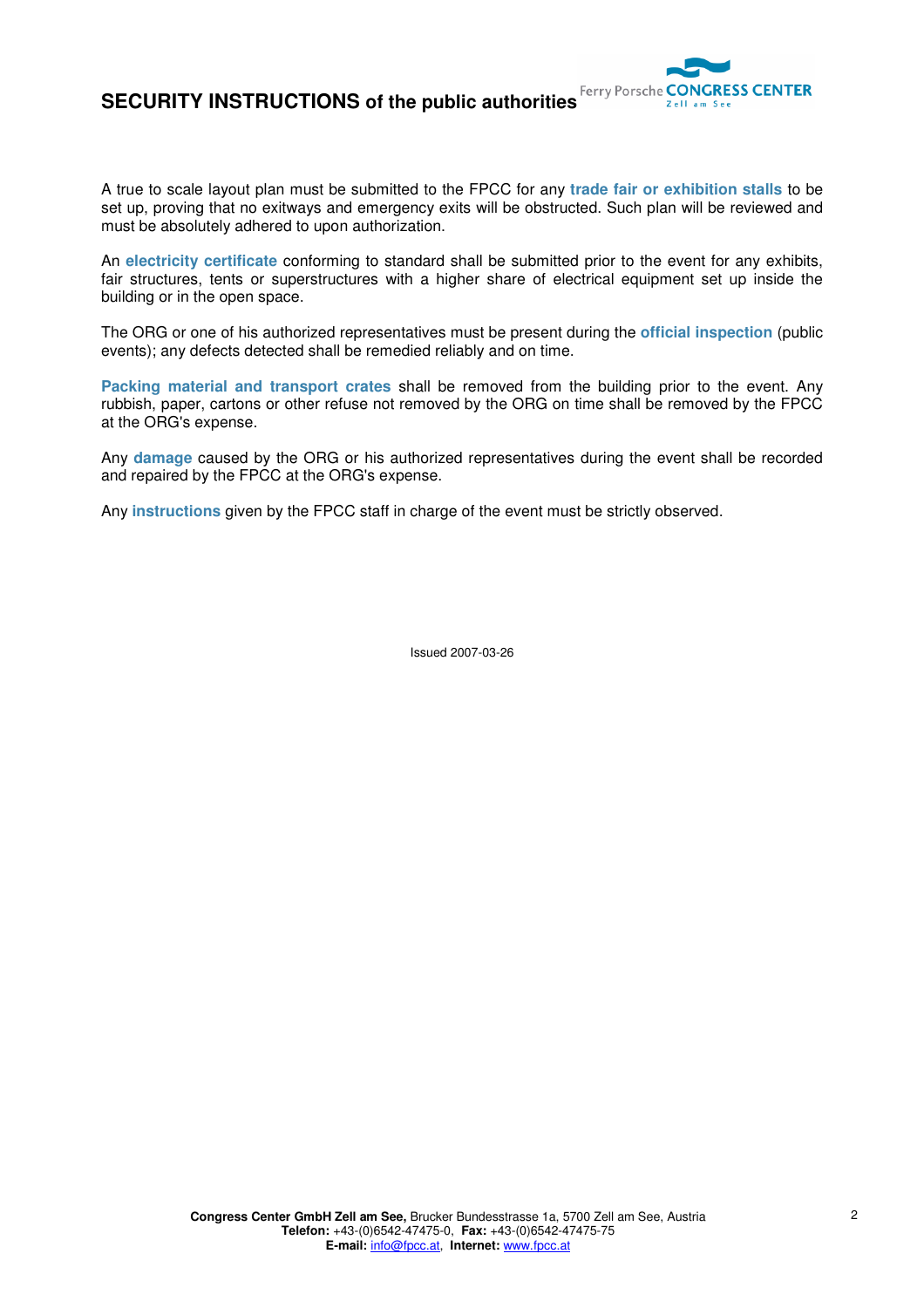## SECURITY INSTRUCTIONS of the public authorities

A true to scale layout plan must be submitted to the FPCC for any **trade fair or exhibition stalls** to be set up, proving that no exitways and emergency exits will be obstructed. Such plan will be reviewed and must be absolutely adhered to upon authorization.

An **electricity certificate** conforming to standard shall be submitted prior to the event for any exhibits, fair structures, tents or superstructures with a higher share of electrical equipment set up inside the building or in the open space.

The ORG or one of his authorized representatives must be present during the **official inspection** (public events); any defects detected shall be remedied reliably and on time.

**Packing material and transport crates** shall be removed from the building prior to the event. Any rubbish, paper, cartons or other refuse not removed by the ORG on time shall be removed by the FPCC at the ORG's expense.

Any **damage** caused by the ORG or his authorized representatives during the event shall be recorded and repaired by the FPCC at the ORG's expense.

Any **instructions** given by the FPCC staff in charge of the event must be strictly observed.

Issued 2007-03-26

**Congress Center GmbH Zell am See,** Brucker Bundesstrasse 1a, 5700 Zell am See, Austria
**Telefon:** +43-(0)6542-47475-0, **Fax:** +43-(0)6542-47475-75
**E-mail:** info@fpcc.at, **Internet:** www.fpcc.at